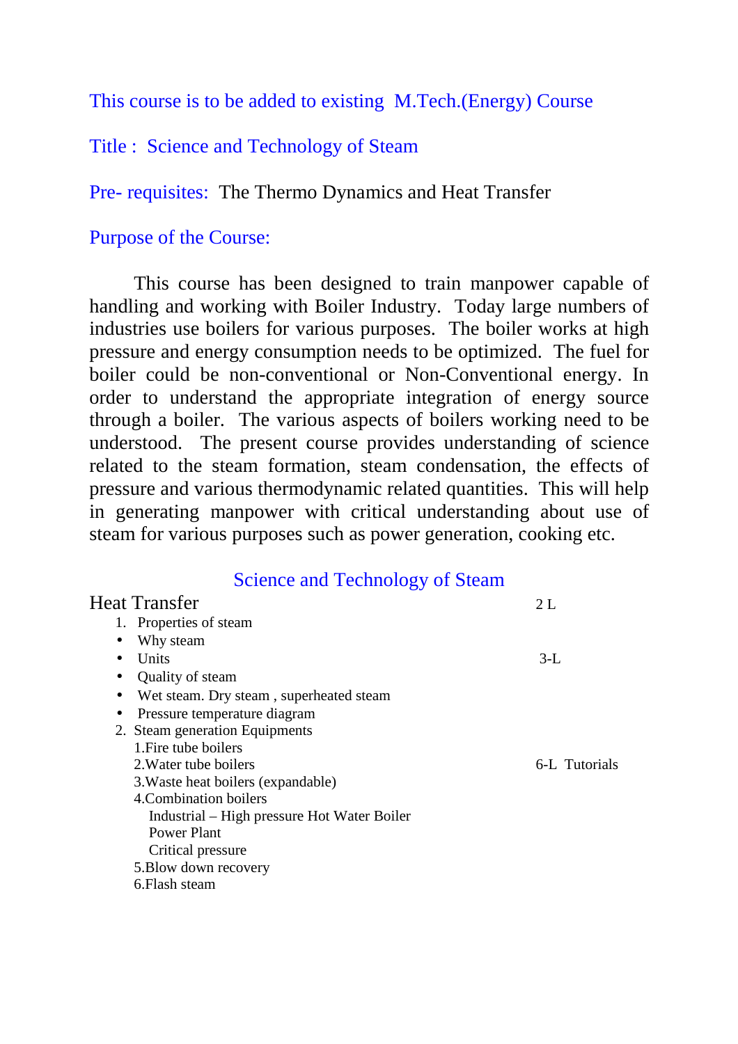This course is to be added to existing M.Tech.(Energy) Course

Title : Science and Technology of Steam

Pre- requisites: The Thermo Dynamics and Heat Transfer

Purpose of the Course:

This course has been designed to train manpower capable of handling and working with Boiler Industry. Today large numbers of industries use boilers for various purposes. The boiler works at high pressure and energy consumption needs to be optimized. The fuel for boiler could be non-conventional or Non-Conventional energy. In order to understand the appropriate integration of energy source through a boiler. The various aspects of boilers working need to be understood. The present course provides understanding of science related to the steam formation, steam condensation, the effects of pressure and various thermodynamic related quantities. This will help in generating manpower with critical understanding about use of steam for various purposes such as power generation, cooking etc.

## Science and Technology of Steam

Heat Transfer — 2 L

1. Properties of steam
   - Why steam
   - Units — 3-L
   - Quality of steam
   - Wet steam. Dry steam , superheated steam
   - Pressure temperature diagram
2. Steam generation Equipments
   1.Fire tube boilers
   2.Water tube boilers — 6-L Tutorials
   3.Waste heat boilers (expandable)
   4.Combination boilers
      Industrial – High pressure Hot Water Boiler
      Power Plant
      Critical pressure
   5.Blow down recovery
   6.Flash steam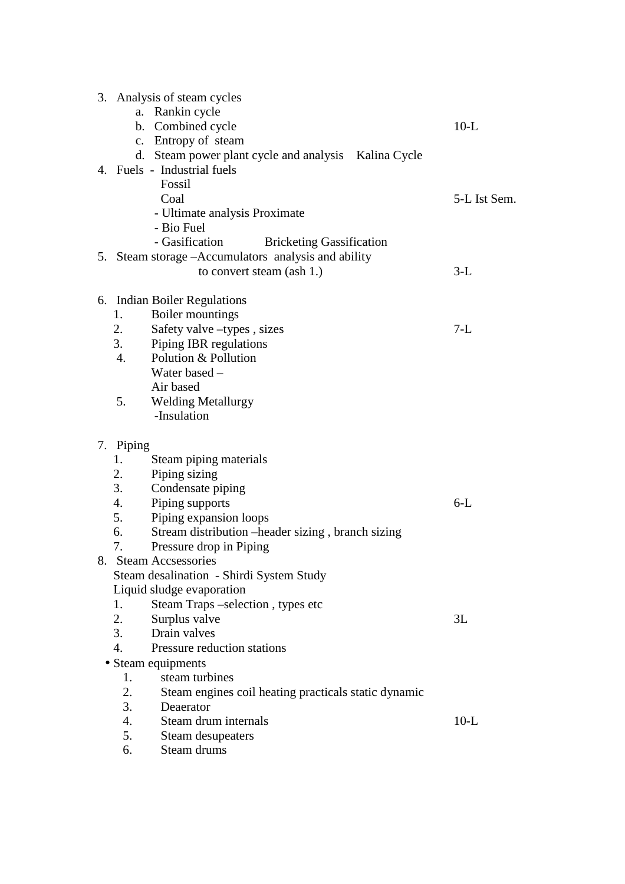3. Analysis of steam cycles
    a. Rankin cycle
    b. Combined cycle — 10-L
    c. Entropy of steam
    d. Steam power plant cycle and analysis    Kalina Cycle
4. Fuels - Industrial fuels
    Fossil
    Coal — 5-L Ist Sem.
    - Ultimate analysis Proximate
    - Bio Fuel
    - Gasification    Bricketing Gassification
5. Steam storage –Accumulators analysis and ability to convert steam (ash 1.) — 3-L

6. Indian Boiler Regulations
    1. Boiler mountings
    2. Safety valve –types , sizes — 7-L
    3. Piping IBR regulations
    4. Polution & Pollution
        Water based –
        Air based
    5. Welding Metallurgy
        -Insulation

7. Piping
    1. Steam piping materials
    2. Piping sizing
    3. Condensate piping
    4. Piping supports — 6-L
    5. Piping expansion loops
    6. Stream distribution –header sizing , branch sizing
    7. Pressure drop in Piping
8. Steam Accsessories
    Steam desalination - Shirdi System Study
    Liquid sludge evaporation
    1. Steam Traps –selection , types etc
    2. Surplus valve — 3L
    3. Drain valves
    4. Pressure reduction stations

- Steam equipments
    1. steam turbines
    2. Steam engines coil heating practicals static dynamic
    3. Deaerator
    4. Steam drum internals — 10-L
    5. Steam desupeaters
    6. Steam drums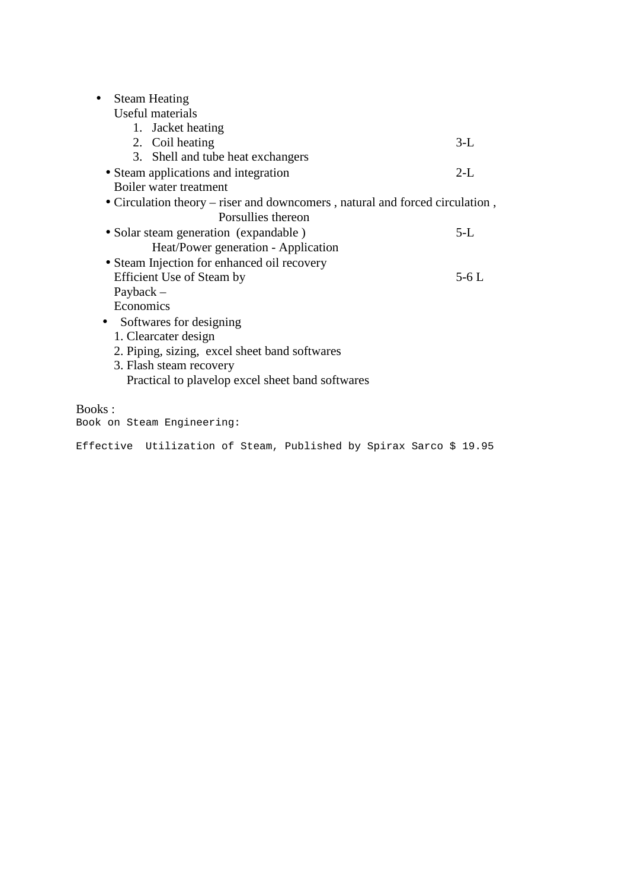- Steam Heating
  Useful materials
  1. Jacket heating
  2. Coil heating 3-L
  3. Shell and tube heat exchangers
- Steam applications and integration 2-L
  Boiler water treatment
- Circulation theory – riser and downcomers , natural and forced circulation ,
  Porsullies thereon
- Solar steam generation (expandable ) 5-L
  Heat/Power generation - Application
- Steam Injection for enhanced oil recovery
  Efficient Use of Steam by 5-6 L
  Payback –
  Economics
- Softwares for designing
  1. Clearcater design
  2. Piping, sizing, excel sheet band softwares
  3. Flash steam recovery
     Practical to plavelop excel sheet band softwares

Books :

```
Book on Steam Engineering:

Effective  Utilization of Steam, Published by Spirax Sarco $ 19.95
```